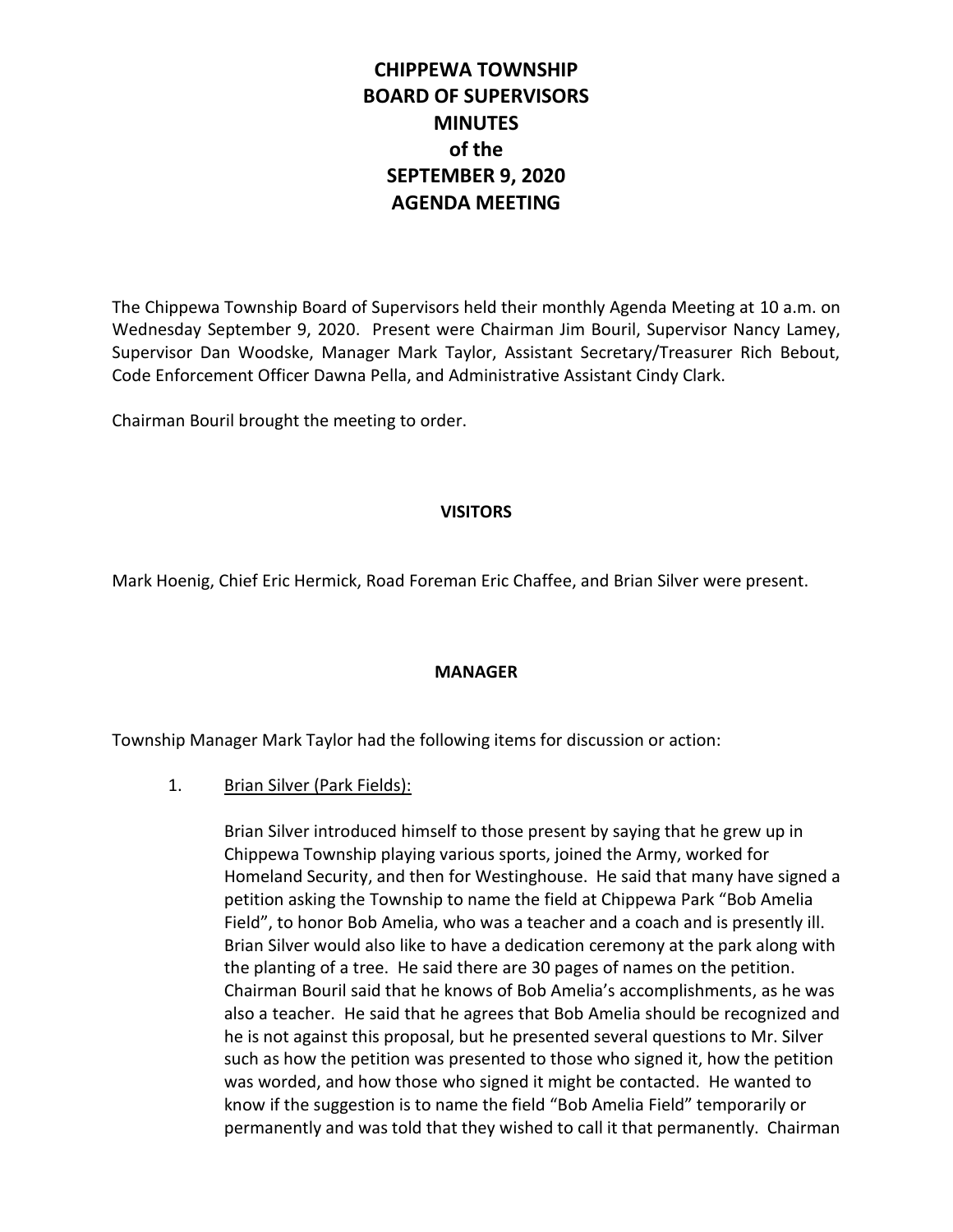# CHIPPEWA TOWNSHIP BOARD OF SUPERVISORS MINUTES of the SEPTEMBER 9, 2020 AGENDA MEETING

The Chippewa Township Board of Supervisors held their monthly Agenda Meeting at 10 a.m. on Wednesday September 9, 2020. Present were Chairman Jim Bouril, Supervisor Nancy Lamey, Supervisor Dan Woodske, Manager Mark Taylor, Assistant Secretary/Treasurer Rich Bebout, Code Enforcement Officer Dawna Pella, and Administrative Assistant Cindy Clark.

Chairman Bouril brought the meeting to order.

## VISITORS

Mark Hoenig, Chief Eric Hermick, Road Foreman Eric Chaffee, and Brian Silver were present.

## MANAGER

Township Manager Mark Taylor had the following items for discussion or action:

1. Brian Silver (Park Fields):

   Brian Silver introduced himself to those present by saying that he grew up in Chippewa Township playing various sports, joined the Army, worked for Homeland Security, and then for Westinghouse. He said that many have signed a petition asking the Township to name the field at Chippewa Park "Bob Amelia Field", to honor Bob Amelia, who was a teacher and a coach and is presently ill. Brian Silver would also like to have a dedication ceremony at the park along with the planting of a tree. He said there are 30 pages of names on the petition. Chairman Bouril said that he knows of Bob Amelia's accomplishments, as he was also a teacher. He said that he agrees that Bob Amelia should be recognized and he is not against this proposal, but he presented several questions to Mr. Silver such as how the petition was presented to those who signed it, how the petition was worded, and how those who signed it might be contacted. He wanted to know if the suggestion is to name the field "Bob Amelia Field" temporarily or permanently and was told that they wished to call it that permanently. Chairman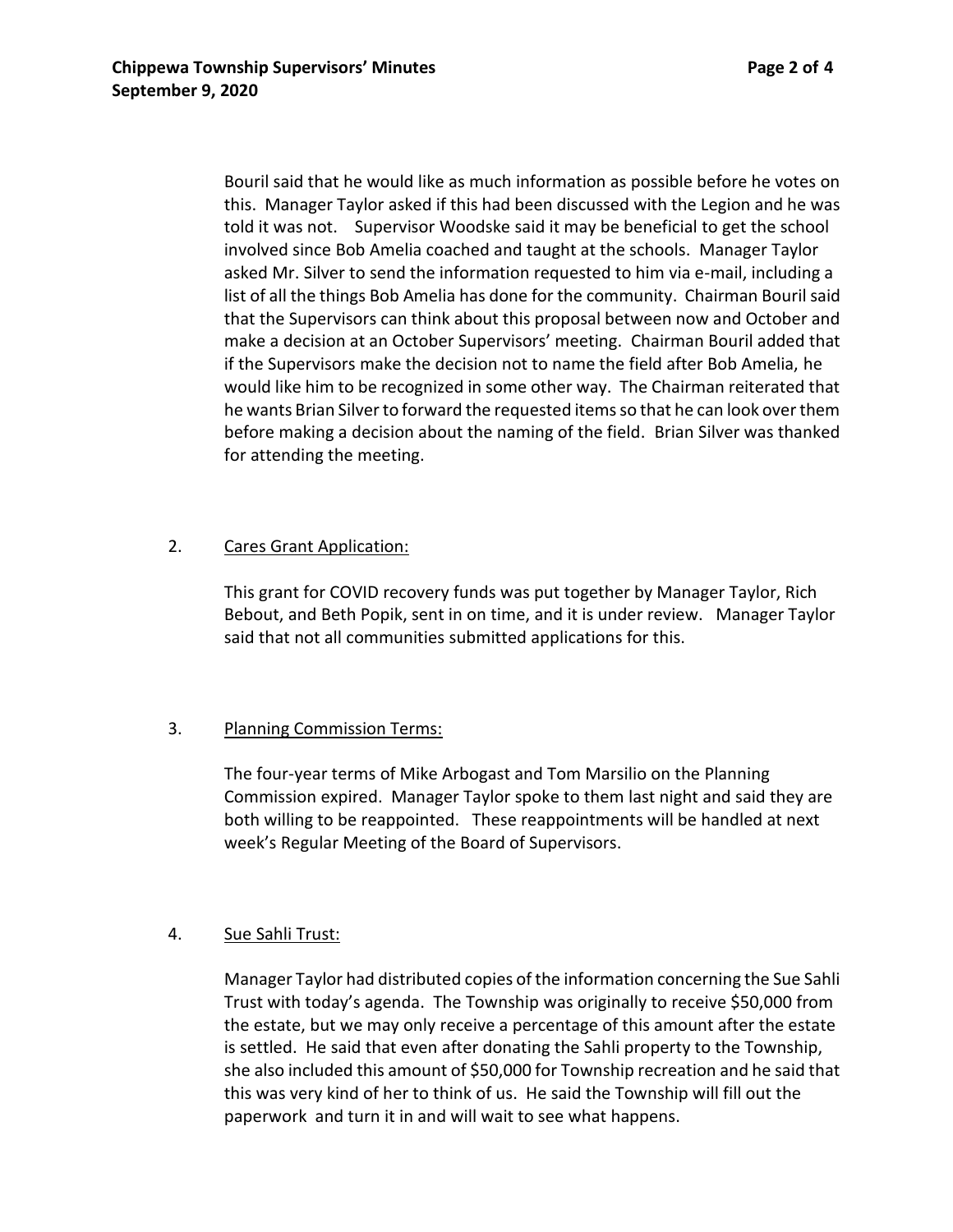Bouril said that he would like as much information as possible before he votes on this. Manager Taylor asked if this had been discussed with the Legion and he was told it was not. Supervisor Woodske said it may be beneficial to get the school involved since Bob Amelia coached and taught at the schools. Manager Taylor asked Mr. Silver to send the information requested to him via e-mail, including a list of all the things Bob Amelia has done for the community. Chairman Bouril said that the Supervisors can think about this proposal between now and October and make a decision at an October Supervisors' meeting. Chairman Bouril added that if the Supervisors make the decision not to name the field after Bob Amelia, he would like him to be recognized in some other way. The Chairman reiterated that he wants Brian Silver to forward the requested items so that he can look over them before making a decision about the naming of the field. Brian Silver was thanked for attending the meeting.

2. <u>Cares Grant Application:</u>

   This grant for COVID recovery funds was put together by Manager Taylor, Rich Bebout, and Beth Popik, sent in on time, and it is under review. Manager Taylor said that not all communities submitted applications for this.

3. <u>Planning Commission Terms:</u>

   The four-year terms of Mike Arbogast and Tom Marsilio on the Planning Commission expired. Manager Taylor spoke to them last night and said they are both willing to be reappointed. These reappointments will be handled at next week's Regular Meeting of the Board of Supervisors.

4. <u>Sue Sahli Trust:</u>

   Manager Taylor had distributed copies of the information concerning the Sue Sahli Trust with today's agenda. The Township was originally to receive $50,000 from the estate, but we may only receive a percentage of this amount after the estate is settled. He said that even after donating the Sahli property to the Township, she also included this amount of $50,000 for Township recreation and he said that this was very kind of her to think of us. He said the Township will fill out the paperwork and turn it in and will wait to see what happens.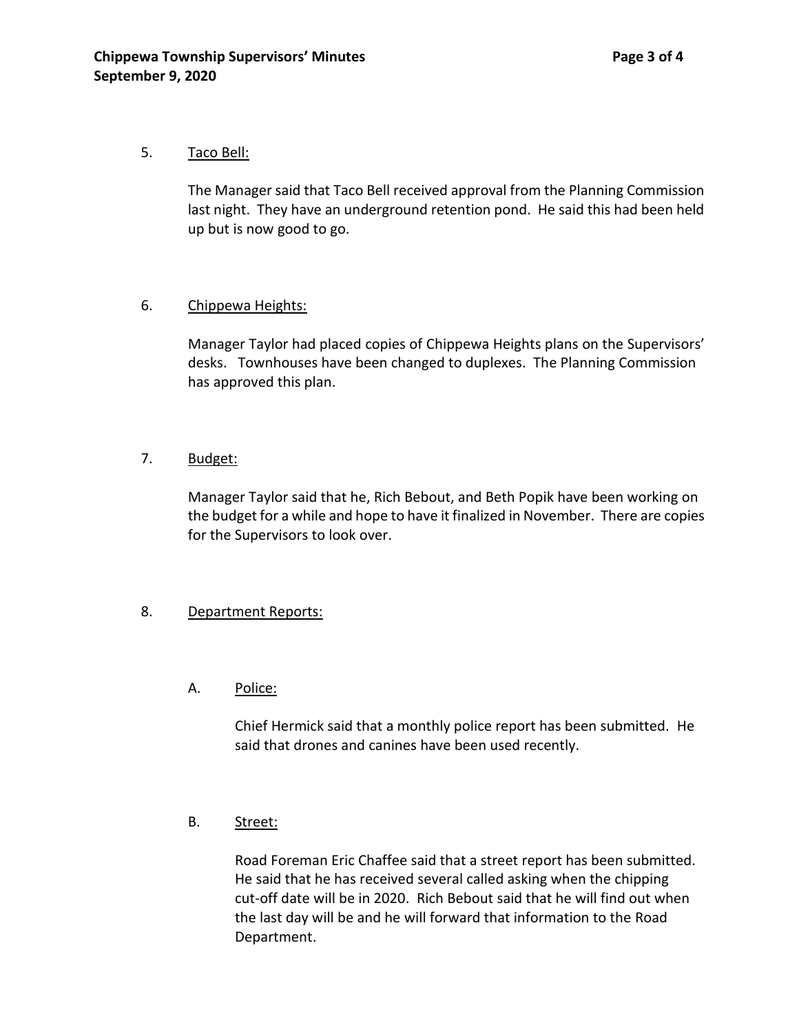5. Taco Bell:

The Manager said that Taco Bell received approval from the Planning Commission last night. They have an underground retention pond. He said this had been held up but is now good to go.

6. Chippewa Heights:

Manager Taylor had placed copies of Chippewa Heights plans on the Supervisors' desks. Townhouses have been changed to duplexes. The Planning Commission has approved this plan.

7. Budget:

Manager Taylor said that he, Rich Bebout, and Beth Popik have been working on the budget for a while and hope to have it finalized in November. There are copies for the Supervisors to look over.

8. Department Reports:

A. Police:

Chief Hermick said that a monthly police report has been submitted. He said that drones and canines have been used recently.

B. Street:

Road Foreman Eric Chaffee said that a street report has been submitted. He said that he has received several called asking when the chipping cut-off date will be in 2020. Rich Bebout said that he will find out when the last day will be and he will forward that information to the Road Department.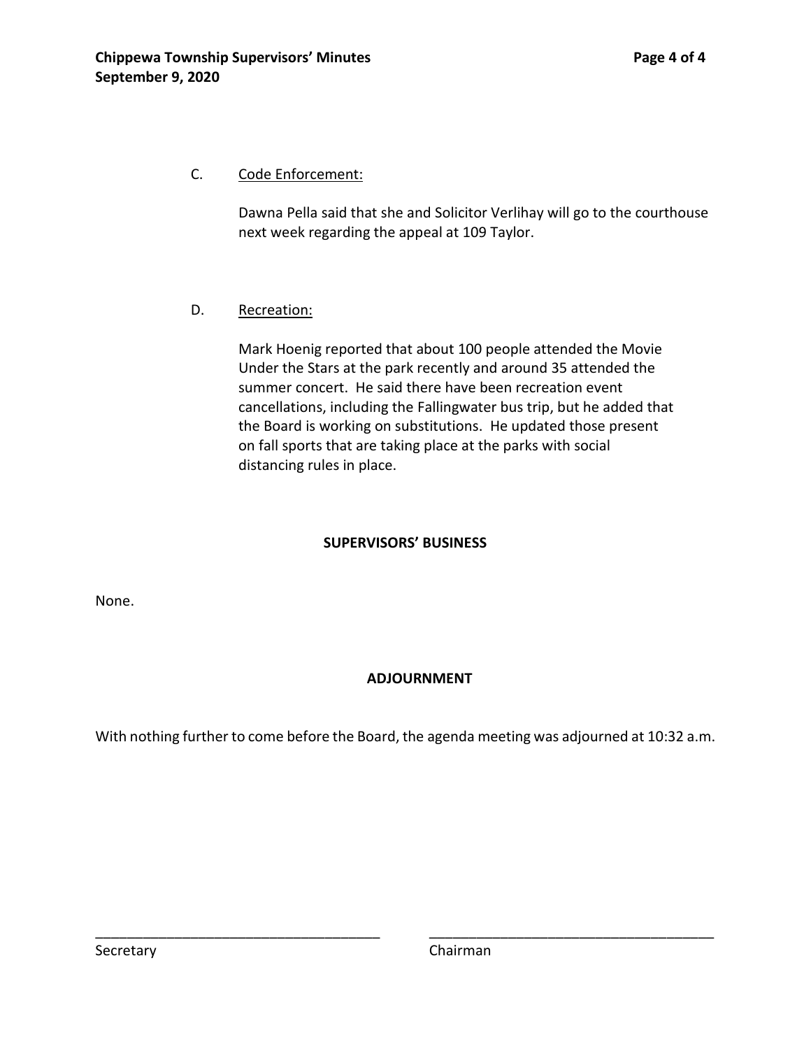C. Code Enforcement:

Dawna Pella said that she and Solicitor Verlihay will go to the courthouse next week regarding the appeal at 109 Taylor.

D. Recreation:

Mark Hoenig reported that about 100 people attended the Movie Under the Stars at the park recently and around 35 attended the summer concert. He said there have been recreation event cancellations, including the Fallingwater bus trip, but he added that the Board is working on substitutions. He updated those present on fall sports that are taking place at the parks with social distancing rules in place.

## SUPERVISORS' BUSINESS

None.

## ADJOURNMENT

With nothing further to come before the Board, the agenda meeting was adjourned at 10:32 a.m.

_____________________________________ _____________________________________

Secretary Chairman